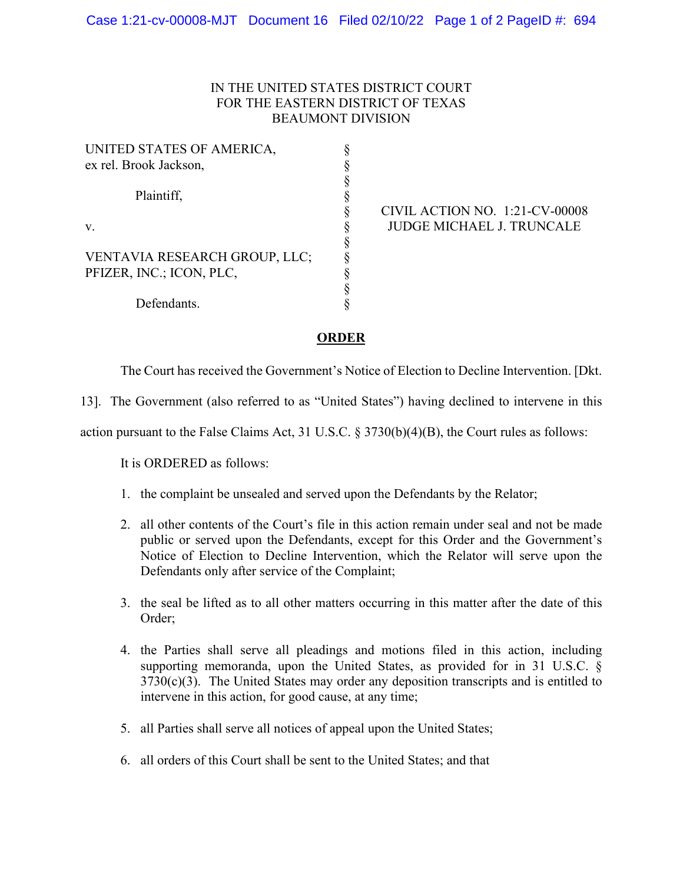IN THE UNITED STATES DISTRICT COURT
FOR THE EASTERN DISTRICT OF TEXAS
BEAUMONT DIVISION

| | | |
|---|---|---|
| UNITED STATES OF AMERICA, ex rel. Brook Jackson, | § | |
| Plaintiff, | § | CIVIL ACTION NO. 1:21-CV-00008 |
| v. | § | JUDGE MICHAEL J. TRUNCALE |
| VENTAVIA RESEARCH GROUP, LLC; PFIZER, INC.; ICON, PLC, | § | |
| Defendants. | § | |

**ORDER**

The Court has received the Government's Notice of Election to Decline Intervention. [Dkt. 13]. The Government (also referred to as "United States") having declined to intervene in this action pursuant to the False Claims Act, 31 U.S.C. § 3730(b)(4)(B), the Court rules as follows:

It is ORDERED as follows:

1. the complaint be unsealed and served upon the Defendants by the Relator;

2. all other contents of the Court's file in this action remain under seal and not be made public or served upon the Defendants, except for this Order and the Government's Notice of Election to Decline Intervention, which the Relator will serve upon the Defendants only after service of the Complaint;

3. the seal be lifted as to all other matters occurring in this matter after the date of this Order;

4. the Parties shall serve all pleadings and motions filed in this action, including supporting memoranda, upon the United States, as provided for in 31 U.S.C. § 3730(c)(3). The United States may order any deposition transcripts and is entitled to intervene in this action, for good cause, at any time;

5. all Parties shall serve all notices of appeal upon the United States;

6. all orders of this Court shall be sent to the United States; and that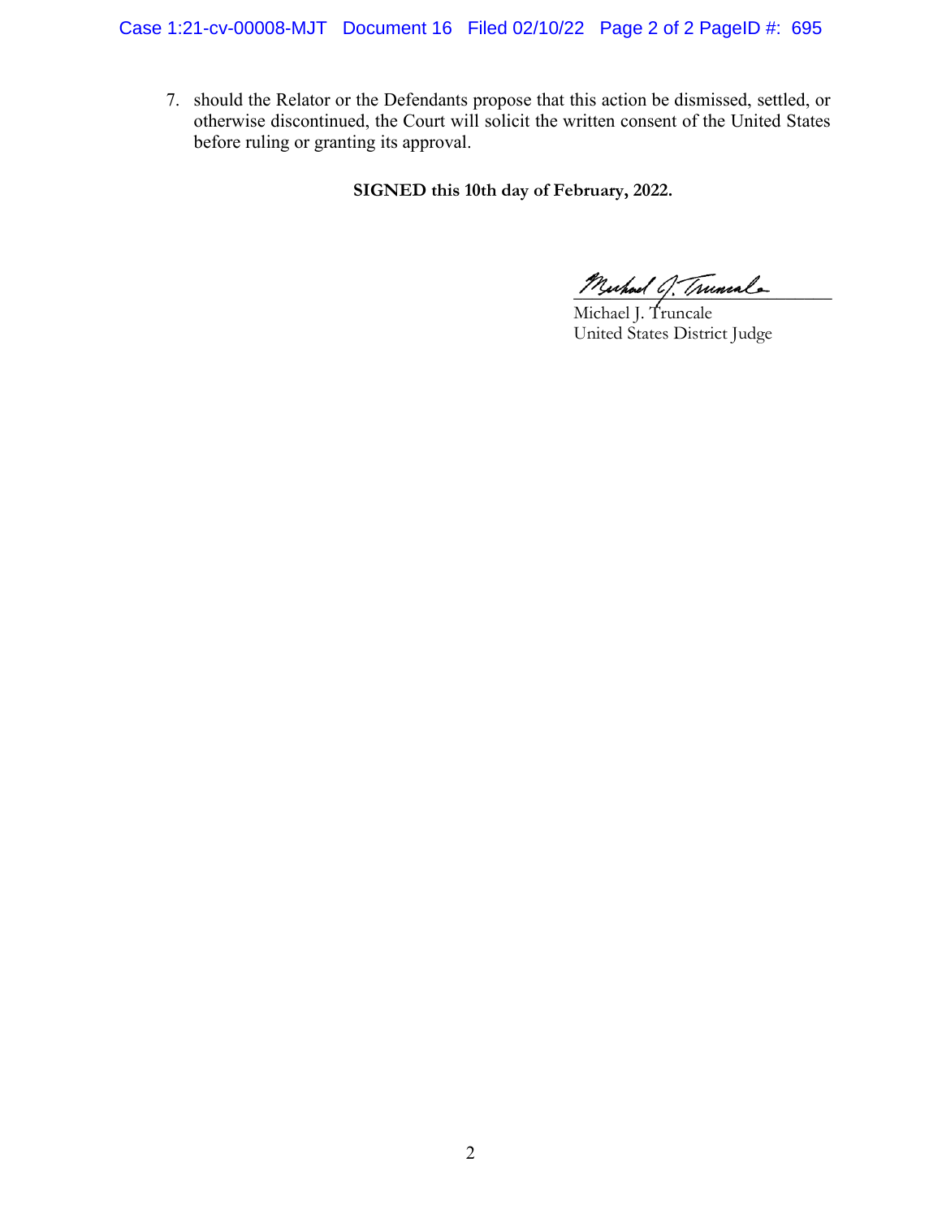7. should the Relator or the Defendants propose that this action be dismissed, settled, or otherwise discontinued, the Court will solicit the written consent of the United States before ruling or granting its approval.

**SIGNED this 10th day of February, 2022.**

Michael J. Truncale
United States District Judge